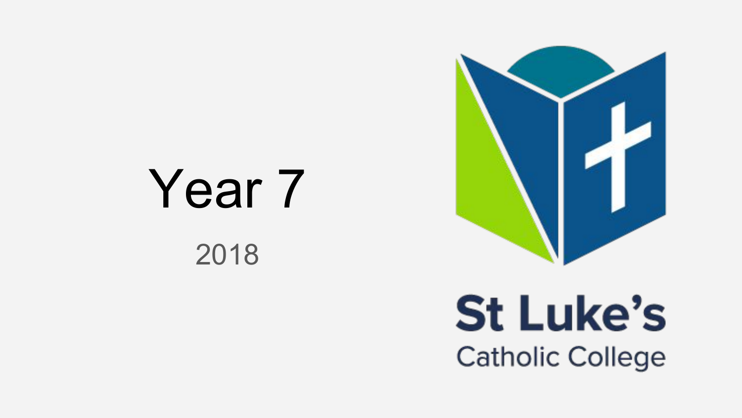# Year 7

2018

St Luke's

Catholic College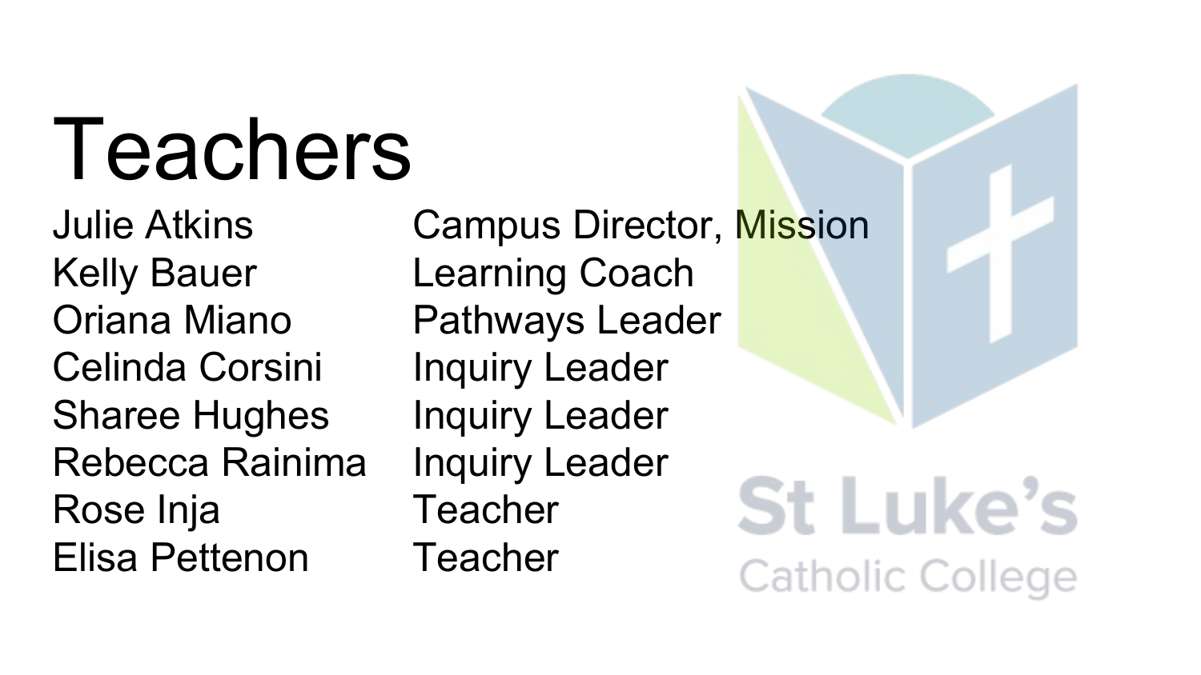# Teachers

| | |
|---|---|
| Julie Atkins | Campus Director, Mission |
| Kelly Bauer | Learning Coach |
| Oriana Miano | Pathways Leader |
| Celinda Corsini | Inquiry Leader |
| Sharee Hughes | Inquiry Leader |
| Rebecca Rainima | Inquiry Leader |
| Rose Inja | Teacher |
| Elisa Pettenon | Teacher |

St Luke's Catholic College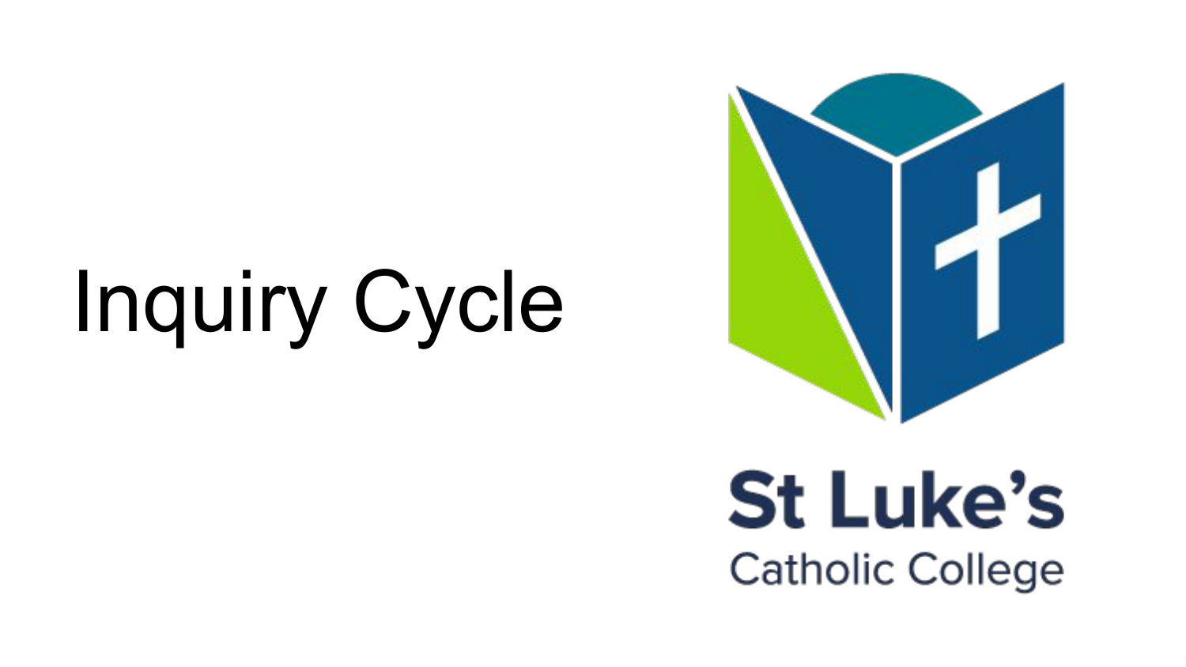# Inquiry Cycle

St Luke's

Catholic College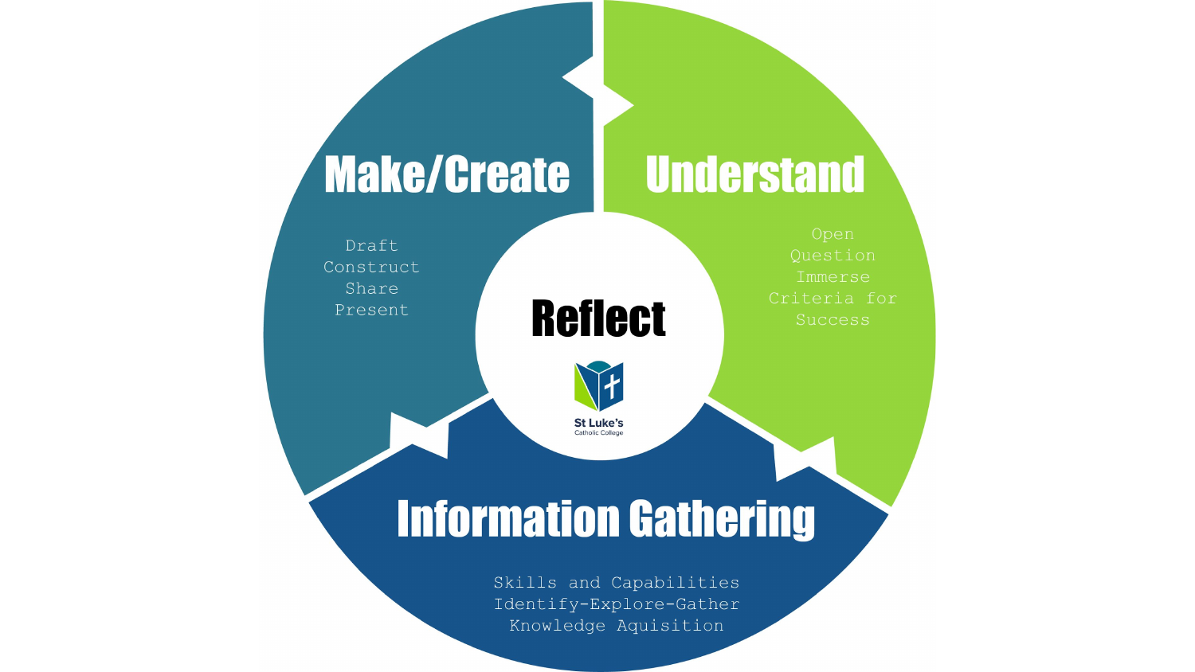## Make/Create

Draft
Construct
Share
Present

## Understand

Open
Question
Immerse
Criteria for Success

## Reflect

St Luke's
Catholic College

## Information Gathering

Skills and Capabilities
Identify-Explore-Gather
Knowledge Aquisition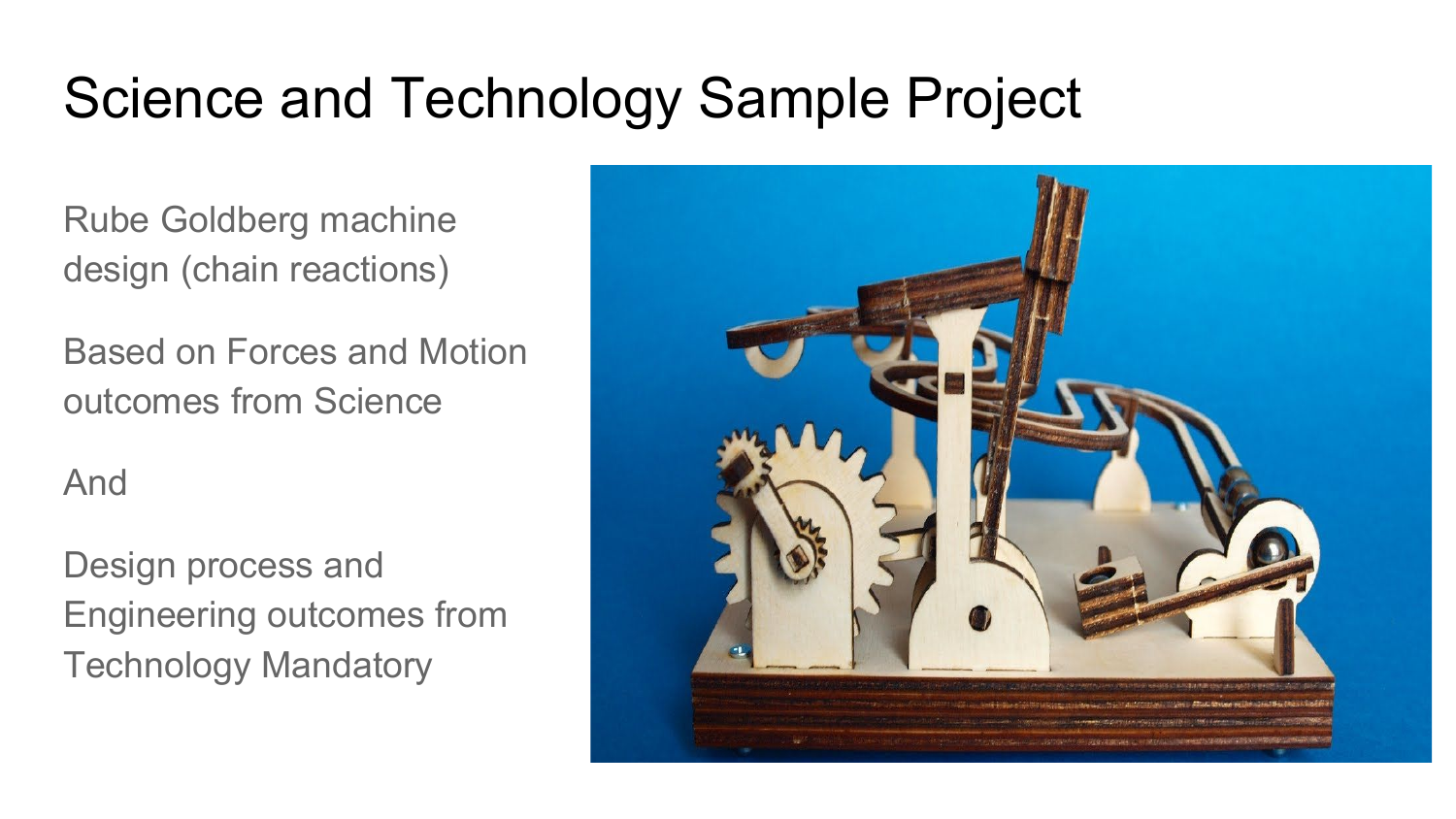# Science and Technology Sample Project

Rube Goldberg machine design (chain reactions)

Based on Forces and Motion outcomes from Science

And

Design process and Engineering outcomes from Technology Mandatory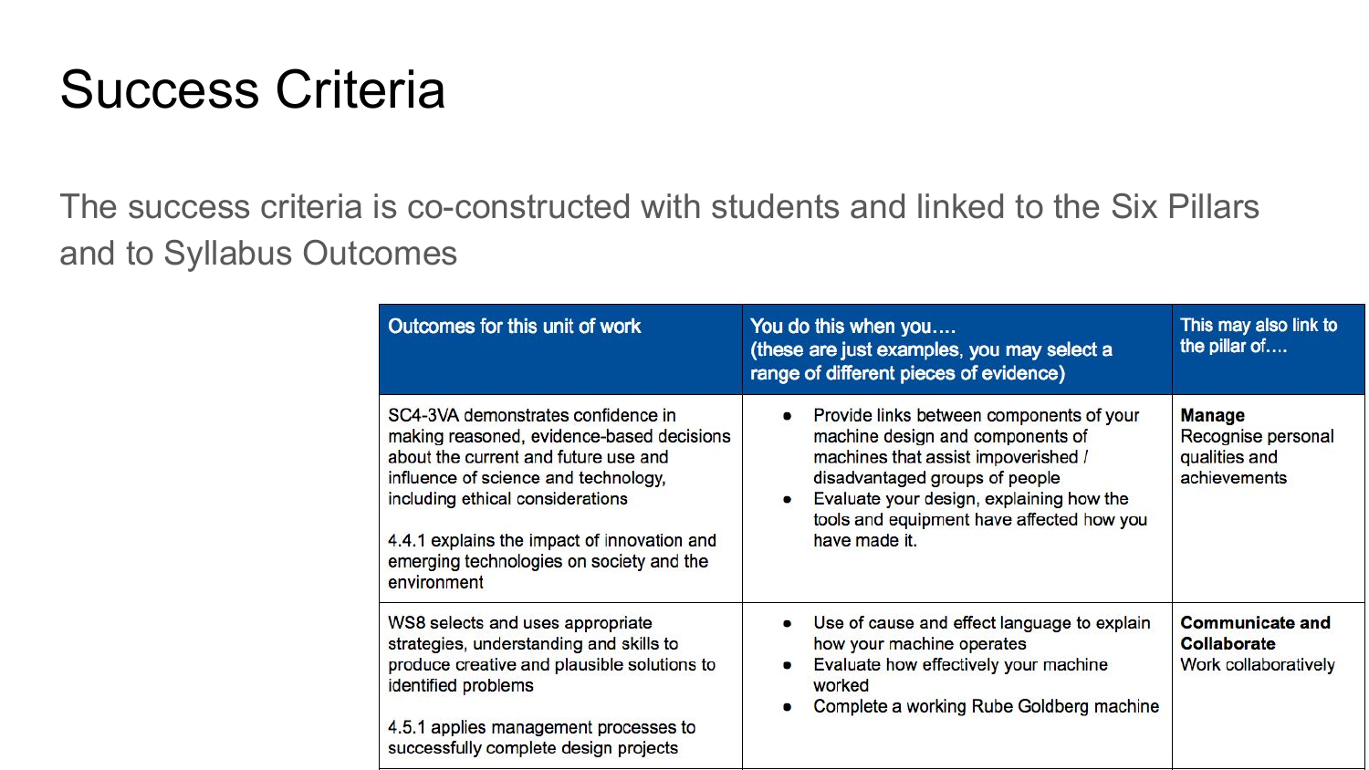# Success Criteria

The success criteria is co-constructed with students and linked to the Six Pillars and to Syllabus Outcomes

| Outcomes for this unit of work | You do this when you…. (these are just examples, you may select a range of different pieces of evidence) | This may also link to the pillar of…. |
|---|---|---|
| SC4-3VA demonstrates confidence in making reasoned, evidence-based decisions about the current and future use and influence of science and technology, including ethical considerations<br><br>4.4.1 explains the impact of innovation and emerging technologies on society and the environment | • Provide links between components of your machine design and components of machines that assist impoverished / disadvantaged groups of people<br>• Evaluate your design, explaining how the tools and equipment have affected how you have made it. | **Manage**<br>Recognise personal qualities and achievements |
| WS8 selects and uses appropriate strategies, understanding and skills to produce creative and plausible solutions to identified problems<br><br>4.5.1 applies management processes to successfully complete design projects | • Use of cause and effect language to explain how your machine operates<br>• Evaluate how effectively your machine worked<br>• Complete a working Rube Goldberg machine | **Communicate and Collaborate**<br>Work collaboratively |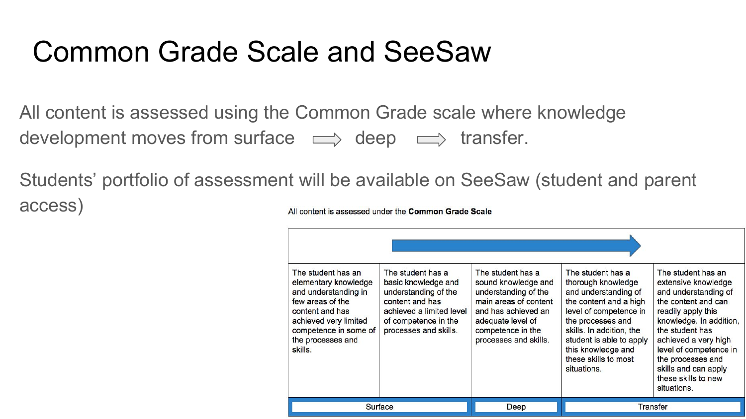# Common Grade Scale and SeeSaw

All content is assessed using the Common Grade scale where knowledge development moves from surface ⇨ deep ⇨ transfer.

Students' portfolio of assessment will be available on SeeSaw (student and parent access)

All content is assessed under the **Common Grade Scale**

| The student has an elementary knowledge and understanding in few areas of the content and has achieved very limited competence in some of the processes and skills. | The student has a basic knowledge and understanding of the content and has achieved a limited level of competence in the processes and skills. | The student has a sound knowledge and understanding of the main areas of content and has achieved an adequate level of competence in the processes and skills. | The student has a thorough knowledge and understanding of the content and a high level of competence in the processes and skills. In addition, the student is able to apply this knowledge and these skills to most situations. | The student has an extensive knowledge and understanding of the content and can readily apply this knowledge. In addition, the student has achieved a very high level of competence in the processes and skills and can apply these skills to new situations. |
| --- | --- | --- | --- | --- |
| Surface | | Deep | Transfer | |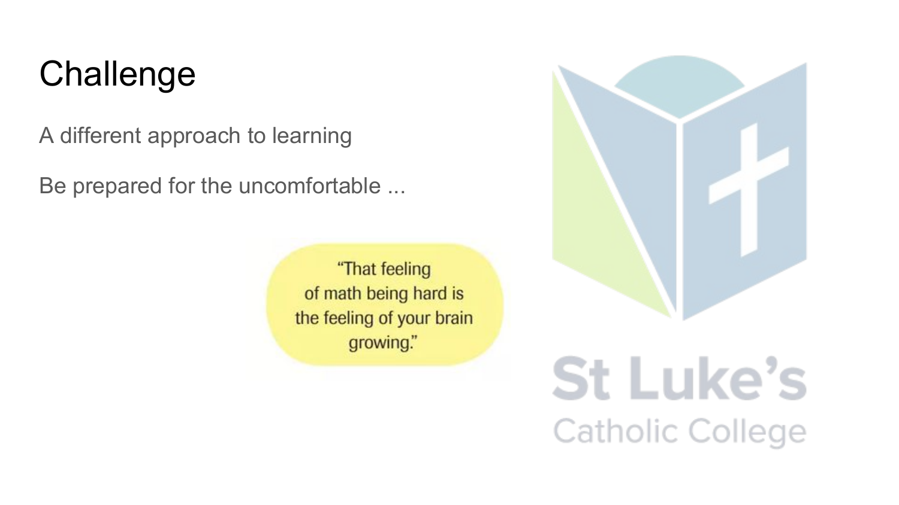# Challenge

A different approach to learning

Be prepared for the uncomfortable ...

"That feeling of math being hard is the feeling of your brain growing."

St Luke's Catholic College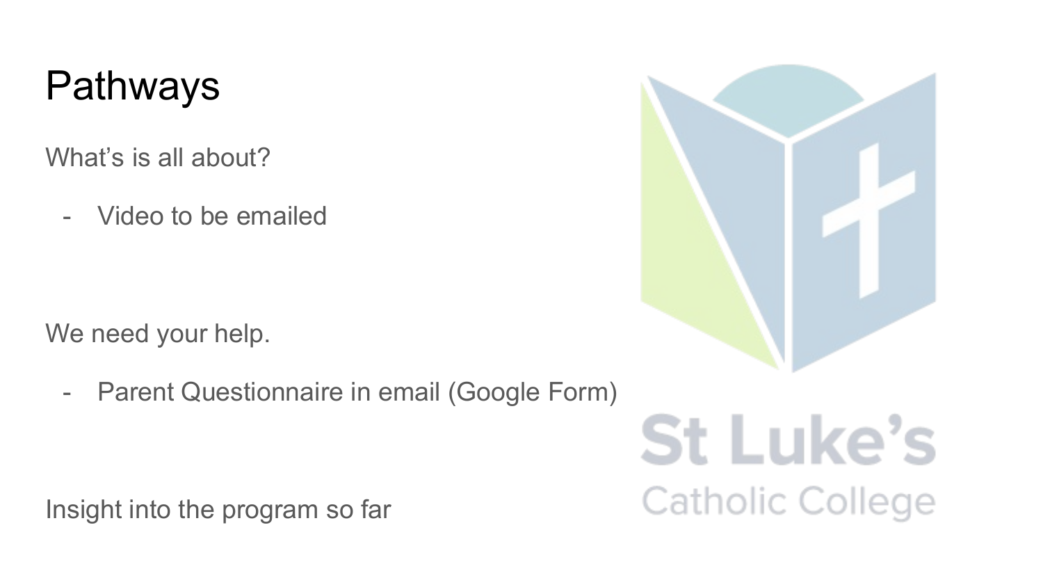# Pathways

What's is all about?

- Video to be emailed

We need your help.

- Parent Questionnaire in email (Google Form)

Insight into the program so far

St Luke's
Catholic College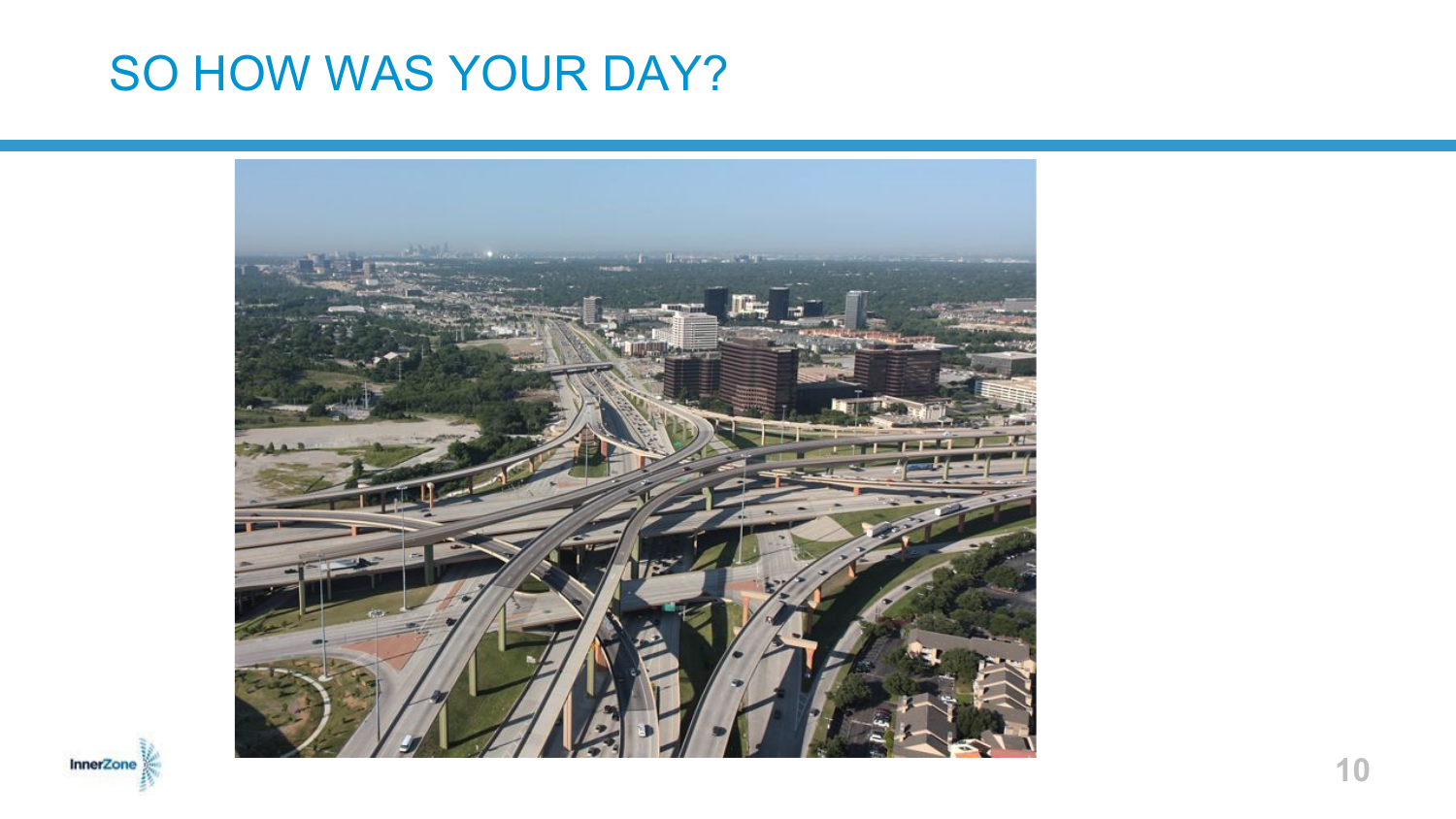# SO HOW WAS YOUR DAY?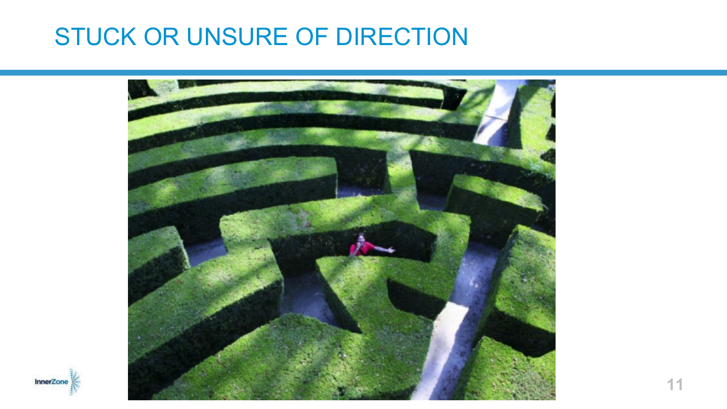# STUCK OR UNSURE OF DIRECTION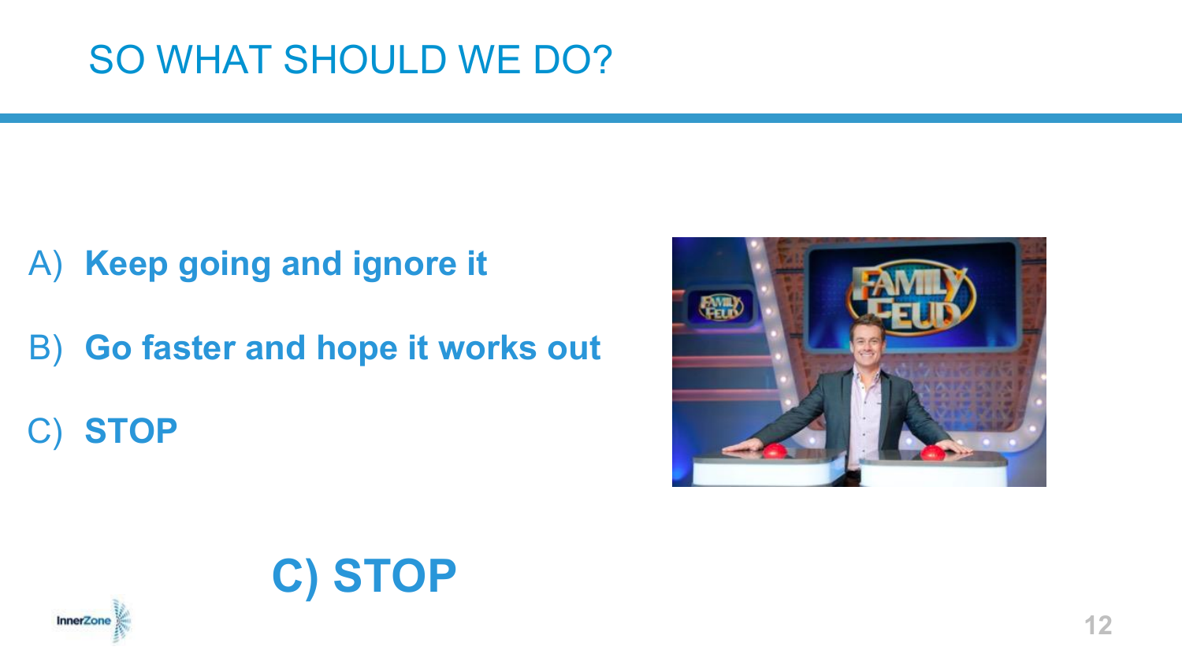# SO WHAT SHOULD WE DO?

A) **Keep going and ignore it**

B) **Go faster and hope it works out**

C) **STOP**

**C) STOP**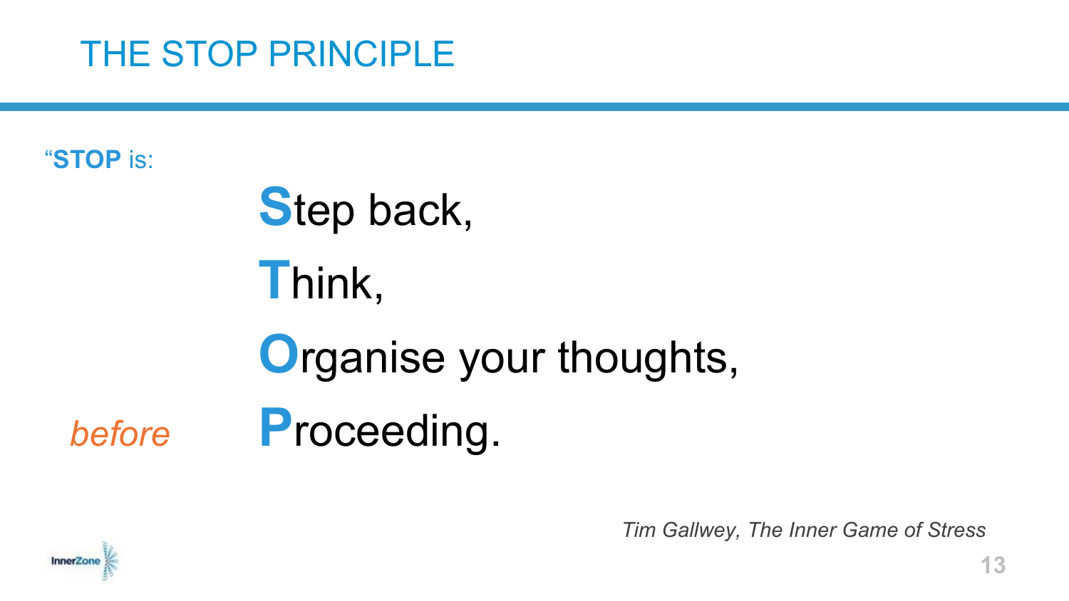# THE STOP PRINCIPLE

"**STOP** is:

**S**tep back,

**T**hink,

**O**rganise your thoughts,

*before* **P**roceeding.

*Tim Gallwey, The Inner Game of Stress*